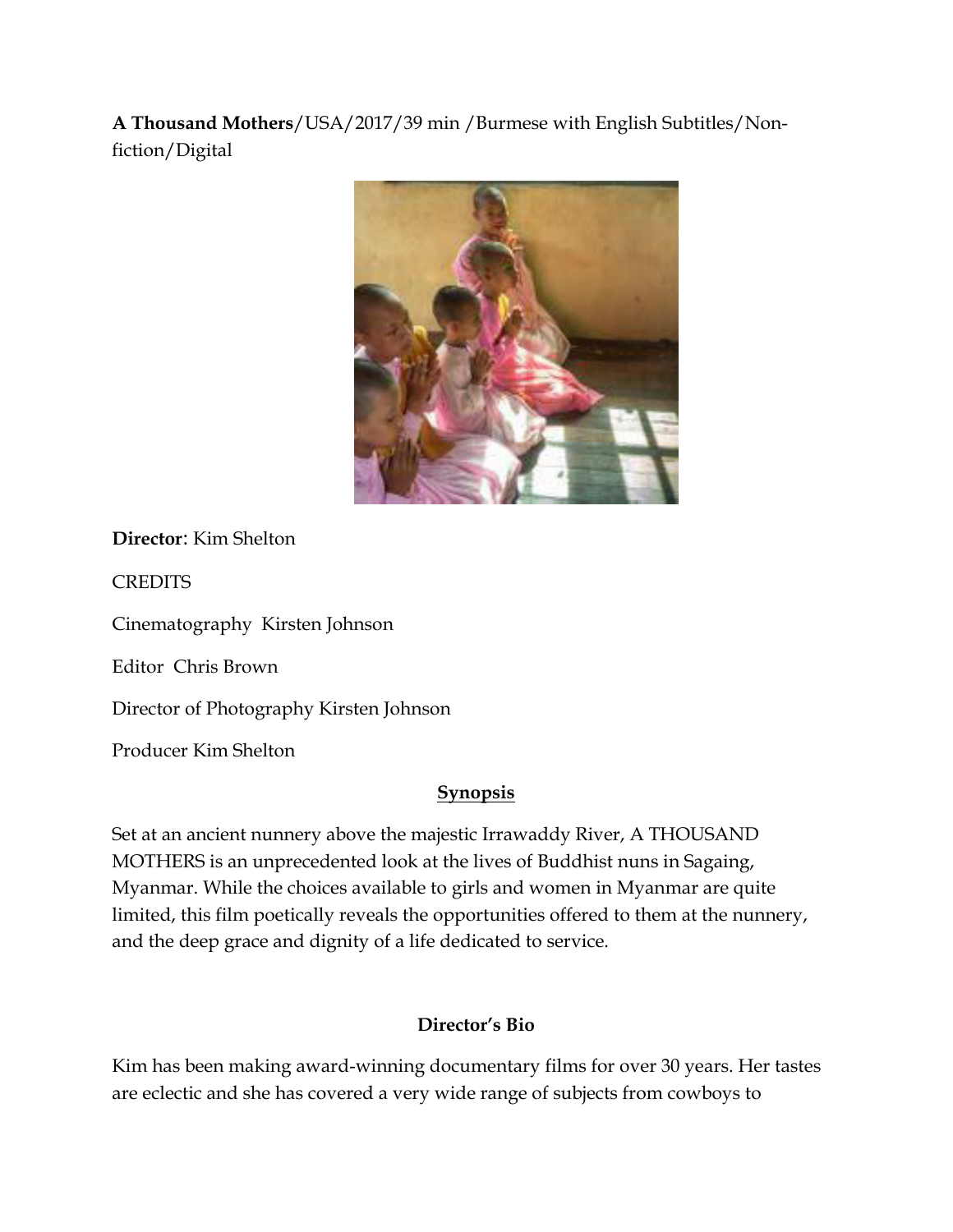**A Thousand Mothers**/USA/2017/39 min /Burmese with English Subtitles/Non-fiction/Digital

**Director**: Kim Shelton

CREDITS

Cinematography Kirsten Johnson

Editor Chris Brown

Director of Photography Kirsten Johnson

Producer Kim Shelton

## Synopsis

Set at an ancient nunnery above the majestic Irrawaddy River, A THOUSAND MOTHERS is an unprecedented look at the lives of Buddhist nuns in Sagaing, Myanmar. While the choices available to girls and women in Myanmar are quite limited, this film poetically reveals the opportunities offered to them at the nunnery, and the deep grace and dignity of a life dedicated to service.

## Director's Bio

Kim has been making award-winning documentary films for over 30 years. Her tastes are eclectic and she has covered a very wide range of subjects from cowboys to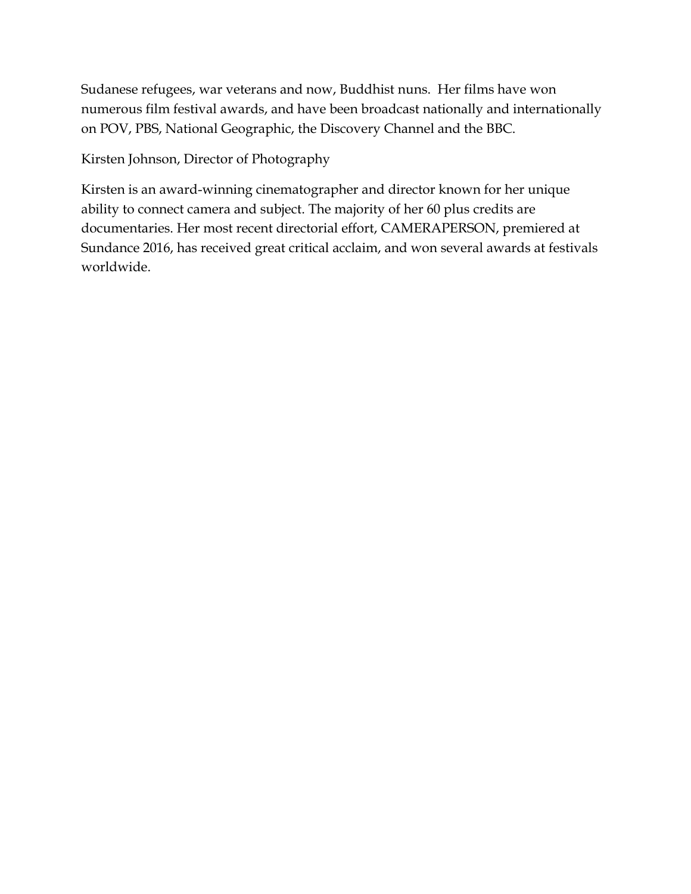Sudanese refugees, war veterans and now, Buddhist nuns. Her films have won numerous film festival awards, and have been broadcast nationally and internationally on POV, PBS, National Geographic, the Discovery Channel and the BBC.

Kirsten Johnson, Director of Photography

Kirsten is an award-winning cinematographer and director known for her unique ability to connect camera and subject. The majority of her 60 plus credits are documentaries. Her most recent directorial effort, CAMERAPERSON, premiered at Sundance 2016, has received great critical acclaim, and won several awards at festivals worldwide.